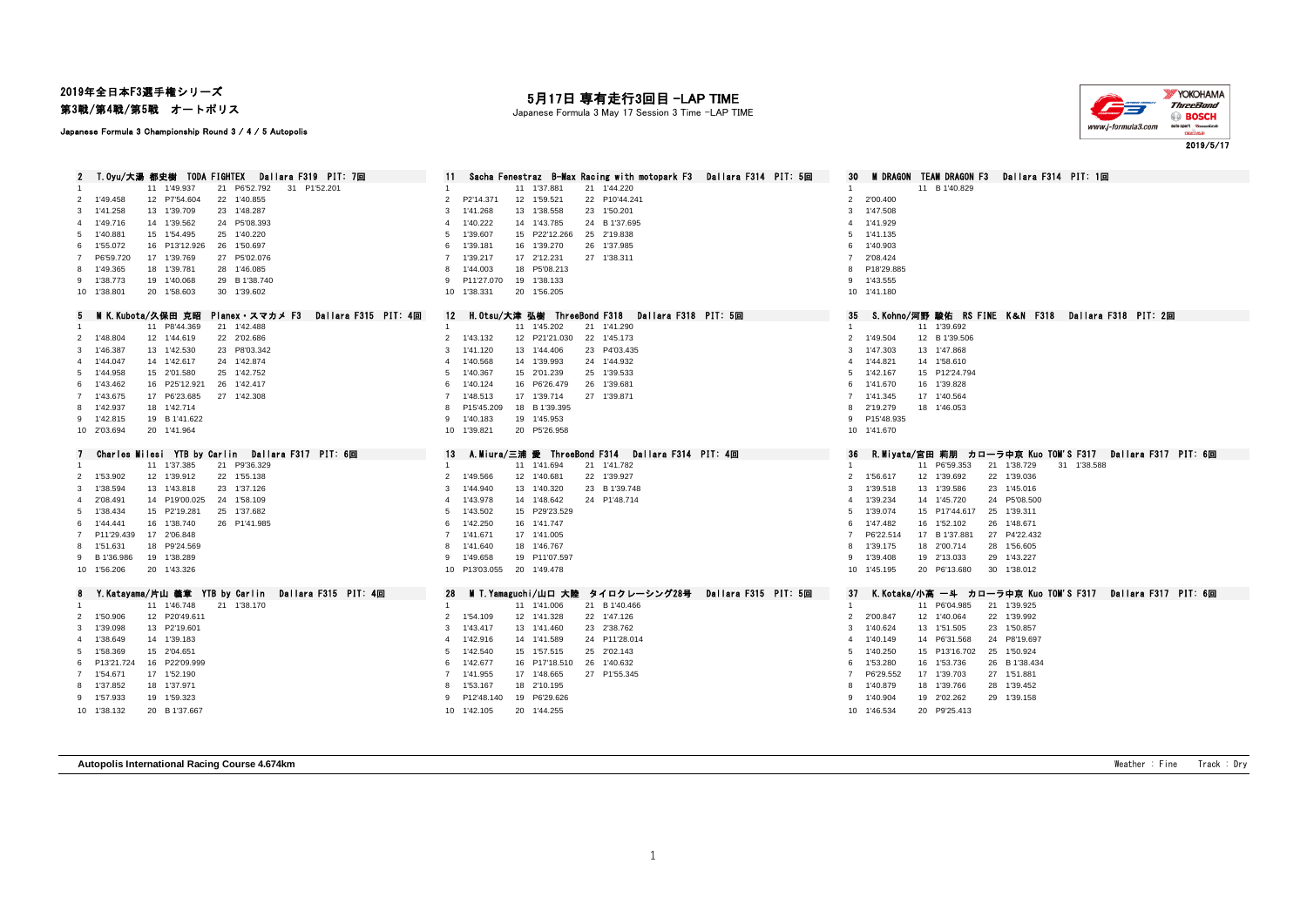# 2019年全日本F3選手権シリーズ

## 第3戦/第4戦/第5戦　オートポリス

Japanese Formula 3 Championship Round 3 / 4 / 5 Autopolis

## 5月17日 専有走行3回目 -LAP TIME

Japanese Formula 3 May 17 Session 3 Time -LAP TIME

2019/5/17

### 2　T.Oyu/大湯 都史樹　TODA FIGHTEX　Dallara F319　PIT: 7回

| Lap | Time | Lap | Time | Lap | Time | Lap | Time |
|---|---|---|---|---|---|---|---|
| 1 | | 11 | 1'49.937 | 21 | P6'52.792 | 31 | P1'52.201 |
| 2 | 1'49.458 | 12 | P7'54.604 | 22 | 1'40.855 | | |
| 3 | 1'41.258 | 13 | 1'39.709 | 23 | 1'48.287 | | |
| 4 | 1'49.716 | 14 | 1'39.562 | 24 | P5'08.393 | | |
| 5 | 1'40.881 | 15 | 1'54.495 | 25 | 1'40.220 | | |
| 6 | 1'55.072 | 16 | P13'12.926 | 26 | 1'50.697 | | |
| 7 | P6'59.720 | 17 | 1'39.769 | 27 | P5'02.076 | | |
| 8 | 1'49.365 | 18 | 1'39.781 | 28 | 1'46.085 | | |
| 9 | 1'38.773 | 19 | 1'40.068 | 29 | B 1'38.740 | | |
| 10 | 1'38.801 | 20 | 1'58.603 | 30 | 1'39.602 | | |

### 11　Sacha Fenestraz　B-Max Racing with motopark F3　Dallara F314　PIT: 5回

| Lap | Time | Lap | Time | Lap | Time |
|---|---|---|---|---|---|
| 1 | | 11 | 1'37.881 | 21 | 1'44.220 |
| 2 | P2'14.371 | 12 | 1'59.521 | 22 | P10'44.241 |
| 3 | 1'41.268 | 13 | 1'38.558 | 23 | 1'50.201 |
| 4 | 1'40.222 | 14 | 1'43.785 | 24 | B 1'37.695 |
| 5 | 1'39.607 | 15 | P22'12.266 | 25 | 2'19.838 |
| 6 | 1'39.181 | 16 | 1'39.270 | 26 | 1'37.985 |
| 7 | 1'39.217 | 17 | 2'12.231 | 27 | 1'38.311 |
| 8 | 1'44.003 | 18 | P5'08.213 | | |
| 9 | P11'27.070 | 19 | 1'38.133 | | |
| 10 | 1'38.331 | 20 | 1'56.205 | | |

### 30　M DRAGON　TEAM DRAGON F3　Dallara F314　PIT: 1回

| Lap | Time | Lap | Time |
|---|---|---|---|
| 1 | | 11 | B 1'40.829 |
| 2 | 2'00.400 | | |
| 3 | 1'47.508 | | |
| 4 | 1'41.929 | | |
| 5 | 1'41.135 | | |
| 6 | 1'40.903 | | |
| 7 | 2'08.424 | | |
| 8 | P18'29.885 | | |
| 9 | 1'43.555 | | |
| 10 | 1'41.180 | | |

### 5　M K.Kubota/久保田 克昭　Planex・スマカメ F3　Dallara F315　PIT: 4回

| Lap | Time | Lap | Time | Lap | Time |
|---|---|---|---|---|---|
| 1 | | 11 | P8'44.369 | 21 | 1'42.488 |
| 2 | 1'48.804 | 12 | 1'44.619 | 22 | 2'02.686 |
| 3 | 1'46.387 | 13 | 1'42.530 | 23 | P8'03.342 |
| 4 | 1'44.047 | 14 | 1'42.617 | 24 | 1'42.874 |
| 5 | 1'44.958 | 15 | 2'01.580 | 25 | 1'42.752 |
| 6 | 1'43.462 | 16 | P25'12.921 | 26 | 1'42.417 |
| 7 | 1'43.675 | 17 | P6'23.685 | 27 | 1'42.308 |
| 8 | 1'42.937 | 18 | 1'42.714 | | |
| 9 | 1'42.815 | 19 | B 1'41.622 | | |
| 10 | 2'03.694 | 20 | 1'41.964 | | |

### 12　H.Otsu/大津 弘樹　ThreeBond F318　Dallara F318　PIT: 5回

| Lap | Time | Lap | Time | Lap | Time |
|---|---|---|---|---|---|
| 1 | | 11 | 1'45.202 | 21 | 1'41.290 |
| 2 | 1'43.132 | 12 | P21'21.030 | 22 | 1'45.173 |
| 3 | 1'41.120 | 13 | 1'44.406 | 23 | P4'03.435 |
| 4 | 1'40.568 | 14 | 1'39.993 | 24 | 1'44.932 |
| 5 | 1'40.367 | 15 | 2'01.239 | 25 | 1'39.533 |
| 6 | 1'40.124 | 16 | P6'26.479 | 26 | 1'39.681 |
| 7 | 1'48.513 | 17 | 1'39.714 | 27 | 1'39.871 |
| 8 | P15'45.209 | 18 | B 1'39.395 | | |
| 9 | 1'40.183 | 19 | 1'45.953 | | |
| 10 | 1'39.821 | 20 | P5'26.958 | | |

### 35　S.Kohno/河野 駿佑　RS FINE K&N F318　Dallara F318　PIT: 2回

| Lap | Time | Lap | Time |
|---|---|---|---|
| 1 | | 11 | 1'39.692 |
| 2 | 1'49.504 | 12 | B 1'39.506 |
| 3 | 1'47.303 | 13 | 1'47.868 |
| 4 | 1'44.821 | 14 | 1'58.610 |
| 5 | 1'42.167 | 15 | P12'24.794 |
| 6 | 1'41.670 | 16 | 1'39.828 |
| 7 | 1'41.345 | 17 | 1'40.564 |
| 8 | 2'19.279 | 18 | 1'46.053 |
| 9 | P15'48.935 | | |
| 10 | 1'41.670 | | |

### 7　Charles Milesi　YTB by Carlin　Dallara F317　PIT: 6回

| Lap | Time | Lap | Time | Lap | Time |
|---|---|---|---|---|---|
| 1 | | 11 | 1'37.385 | 21 | P9'36.329 |
| 2 | 1'53.902 | 12 | 1'39.912 | 22 | 1'55.138 |
| 3 | 1'38.594 | 13 | 1'43.818 | 23 | 1'37.126 |
| 4 | 2'08.491 | 14 | P19'00.025 | 24 | 1'58.109 |
| 5 | 1'38.434 | 15 | P2'19.281 | 25 | 1'37.682 |
| 6 | 1'44.441 | 16 | 1'38.740 | 26 | P1'41.985 |
| 7 | P11'29.439 | 17 | 2'06.848 | | |
| 8 | 1'51.631 | 18 | P9'24.569 | | |
| 9 | B 1'36.986 | 19 | 1'38.289 | | |
| 10 | 1'56.206 | 20 | 1'43.326 | | |

### 13　A.Miura/三浦 愛　ThreeBond F314　Dallara F314　PIT: 4回

| Lap | Time | Lap | Time | Lap | Time |
|---|---|---|---|---|---|
| 1 | | 11 | 1'41.694 | 21 | 1'41.782 |
| 2 | 1'49.566 | 12 | 1'40.681 | 22 | 1'39.927 |
| 3 | 1'44.940 | 13 | 1'40.320 | 23 | B 1'39.748 |
| 4 | 1'43.978 | 14 | 1'48.642 | 24 | P1'48.714 |
| 5 | 1'43.502 | 15 | P29'23.529 | | |
| 6 | 1'42.250 | 16 | 1'41.747 | | |
| 7 | 1'41.671 | 17 | 1'41.005 | | |
| 8 | 1'41.640 | 18 | 1'46.767 | | |
| 9 | 1'49.658 | 19 | P11'07.597 | | |
| 10 | P13'03.055 | 20 | 1'49.478 | | |

### 36　R.Miyata/宮田 莉朋　カローラ中京 Kuo TOM'S F317　Dallara F317　PIT: 6回

| Lap | Time | Lap | Time | Lap | Time | Lap | Time |
|---|---|---|---|---|---|---|---|
| 1 | | 11 | P6'59.353 | 21 | 1'38.729 | 31 | 1'38.588 |
| 2 | 1'56.617 | 12 | 1'39.692 | 22 | 1'39.036 | | |
| 3 | 1'39.518 | 13 | 1'39.586 | 23 | 1'45.016 | | |
| 4 | 1'39.234 | 14 | 1'45.720 | 24 | P5'08.500 | | |
| 5 | 1'39.074 | 15 | P17'44.617 | 25 | 1'39.311 | | |
| 6 | 1'47.482 | 16 | 1'52.102 | 26 | 1'48.671 | | |
| 7 | P6'22.514 | 17 | B 1'37.881 | 27 | P4'22.432 | | |
| 8 | 1'39.175 | 18 | 2'00.714 | 28 | 1'56.605 | | |
| 9 | 1'39.408 | 19 | 2'13.033 | 29 | 1'43.227 | | |
| 10 | 1'45.195 | 20 | P6'13.680 | 30 | 1'38.012 | | |

### 8　Y.Katayama/片山 義章　YTB by Carlin　Dallara F315　PIT: 4回

| Lap | Time | Lap | Time | Lap | Time |
|---|---|---|---|---|---|
| 1 | | 11 | 1'46.748 | 21 | 1'38.170 |
| 2 | 1'50.906 | 12 | P20'49.611 | | |
| 3 | 1'39.098 | 13 | P2'19.601 | | |
| 4 | 1'38.649 | 14 | 1'39.183 | | |
| 5 | 1'58.369 | 15 | 2'04.651 | | |
| 6 | P13'21.724 | 16 | P22'09.999 | | |
| 7 | 1'54.671 | 17 | 1'52.190 | | |
| 8 | 1'37.852 | 18 | 1'37.971 | | |
| 9 | 1'57.933 | 19 | 1'59.323 | | |
| 10 | 1'38.132 | 20 | B 1'37.667 | | |

### 28　M T.Yamaguchi/山口 大陸　タイロクレーシング28号　Dallara F315　PIT: 5回

| Lap | Time | Lap | Time | Lap | Time |
|---|---|---|---|---|---|
| 1 | | 11 | 1'41.006 | 21 | B 1'40.466 |
| 2 | 1'54.109 | 12 | 1'41.328 | 22 | 1'47.126 |
| 3 | 1'43.417 | 13 | 1'41.460 | 23 | 2'38.762 |
| 4 | 1'42.916 | 14 | 1'41.589 | 24 | P11'28.014 |
| 5 | 1'42.540 | 15 | 1'57.515 | 25 | 2'02.143 |
| 6 | 1'42.677 | 16 | P17'18.510 | 26 | 1'40.632 |
| 7 | 1'41.955 | 17 | 1'48.665 | 27 | P1'55.345 |
| 8 | 1'53.167 | 18 | 2'10.195 | | |
| 9 | P12'48.140 | 19 | P6'29.626 | | |
| 10 | 1'42.105 | 20 | 1'44.255 | | |

### 37　K.Kotaka/小高 一斗　カローラ中京 Kuo TOM'S F317　Dallara F317　PIT: 6回

| Lap | Time | Lap | Time | Lap | Time |
|---|---|---|---|---|---|
| 1 | | 11 | P6'04.985 | 21 | 1'39.925 |
| 2 | 2'00.847 | 12 | 1'40.064 | 22 | 1'39.992 |
| 3 | 1'40.624 | 13 | 1'51.505 | 23 | 1'50.857 |
| 4 | 1'40.149 | 14 | P6'31.568 | 24 | P8'19.697 |
| 5 | 1'40.250 | 15 | P13'16.702 | 25 | 1'50.924 |
| 6 | 1'53.280 | 16 | 1'53.736 | 26 | B 1'38.434 |
| 7 | P6'29.552 | 17 | 1'39.703 | 27 | 1'51.881 |
| 8 | 1'40.879 | 18 | 1'39.766 | 28 | 1'39.452 |
| 9 | 1'40.904 | 19 | 2'02.262 | 29 | 1'39.158 |
| 10 | 1'46.534 | 20 | P9'25.413 | | |

**Autopolis International Racing Course 4.674km**

Weather : Fine　　Track : Dry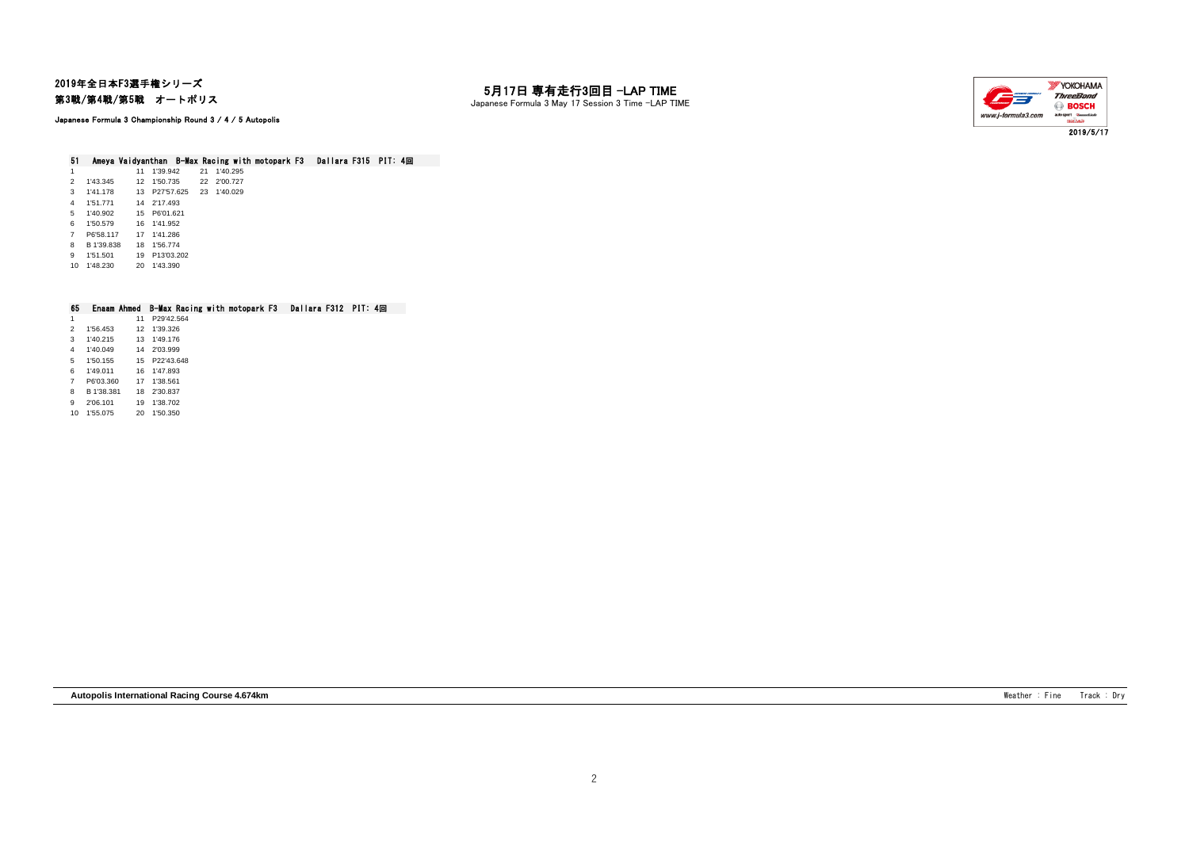2019年全日本F3選手権シリーズ
第3戦/第4戦/第5戦　オートポリス

Japanese Formula 3 Championship Round 3 / 4 / 5 Autopolis

# 5月17日 専有走行3回目 -LAP TIME

Japanese Formula 3 May 17 Session 3 Time -LAP TIME

2019/5/17

**51　Ameya Vaidyanthan　B-Max Racing with motopark F3　Dallara F315　PIT: 4回**

| | | | | | |
|---|---|---|---|---|---|
| 1 | | 11 | 1'39.942 | 21 | 1'40.295 |
| 2 | 1'43.345 | 12 | 1'50.735 | 22 | 2'00.727 |
| 3 | 1'41.178 | 13 | P27'57.625 | 23 | 1'40.029 |
| 4 | 1'51.771 | 14 | 2'17.493 | | |
| 5 | 1'40.902 | 15 | P6'01.621 | | |
| 6 | 1'50.579 | 16 | 1'41.952 | | |
| 7 | P6'58.117 | 17 | 1'41.286 | | |
| 8 | B 1'39.838 | 18 | 1'56.774 | | |
| 9 | 1'51.501 | 19 | P13'03.202 | | |
| 10 | 1'48.230 | 20 | 1'43.390 | | |

**65　Enaam Ahmed　B-Max Racing with motopark F3　Dallara F312　PIT: 4回**

| | | | |
|---|---|---|---|
| 1 | | 11 | P29'42.564 |
| 2 | 1'56.453 | 12 | 1'39.326 |
| 3 | 1'40.215 | 13 | 1'49.176 |
| 4 | 1'40.049 | 14 | 2'03.999 |
| 5 | 1'50.155 | 15 | P22'43.648 |
| 6 | 1'49.011 | 16 | 1'47.893 |
| 7 | P6'03.360 | 17 | 1'38.561 |
| 8 | B 1'38.381 | 18 | 2'30.837 |
| 9 | 2'06.101 | 19 | 1'38.702 |
| 10 | 1'55.075 | 20 | 1'50.350 |

**Autopolis International Racing Course 4.674km**　　Weather : Fine　Track : Dry